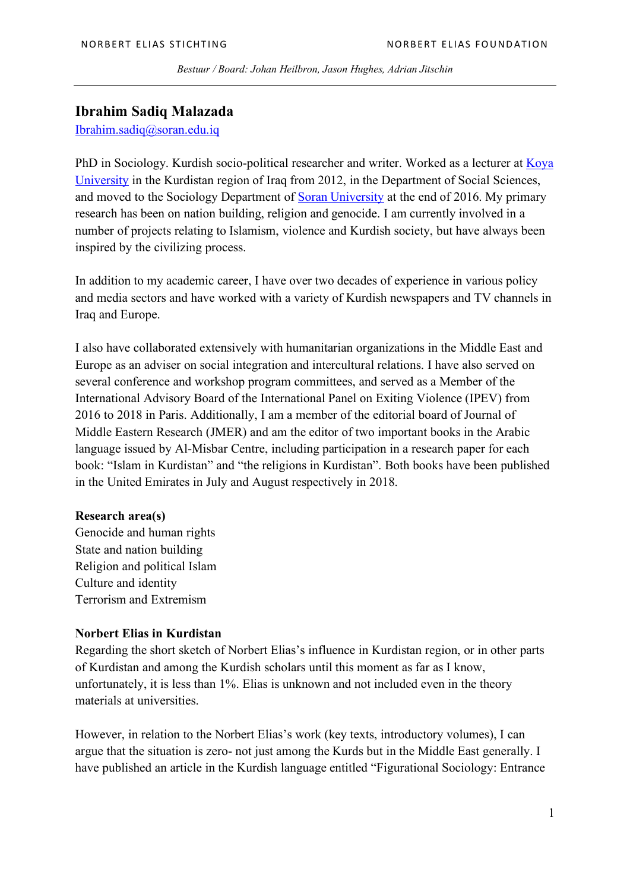# Ibrahim Sadiq Malazada

Ibrahim.sadiq@soran.edu.iq

PhD in Sociology. Kurdish socio-political researcher and writer. Worked as a lecturer at Koya University in the Kurdistan region of Iraq from 2012, in the Department of Social Sciences, and moved to the Sociology Department of Soran University at the end of 2016. My primary research has been on nation building, religion and genocide. I am currently involved in a number of projects relating to Islamism, violence and Kurdish society, but have always been inspired by the civilizing process.

In addition to my academic career, I have over two decades of experience in various policy and media sectors and have worked with a variety of Kurdish newspapers and TV channels in Iraq and Europe.

I also have collaborated extensively with humanitarian organizations in the Middle East and Europe as an adviser on social integration and intercultural relations. I have also served on several conference and workshop program committees, and served as a Member of the International Advisory Board of the International Panel on Exiting Violence (IPEV) from 2016 to 2018 in Paris. Additionally, I am a member of the editorial board of Journal of Middle Eastern Research (JMER) and am the editor of two important books in the Arabic language issued by Al-Misbar Centre, including participation in a research paper for each book: "Islam in Kurdistan" and "the religions in Kurdistan". Both books have been published in the United Emirates in July and August respectively in 2018.

**Research area(s)**

Genocide and human rights
State and nation building
Religion and political Islam
Culture and identity
Terrorism and Extremism

**Norbert Elias in Kurdistan**

Regarding the short sketch of Norbert Elias's influence in Kurdistan region, or in other parts of Kurdistan and among the Kurdish scholars until this moment as far as I know, unfortunately, it is less than 1%. Elias is unknown and not included even in the theory materials at universities.

However, in relation to the Norbert Elias's work (key texts, introductory volumes), I can argue that the situation is zero- not just among the Kurds but in the Middle East generally. I have published an article in the Kurdish language entitled "Figurational Sociology: Entrance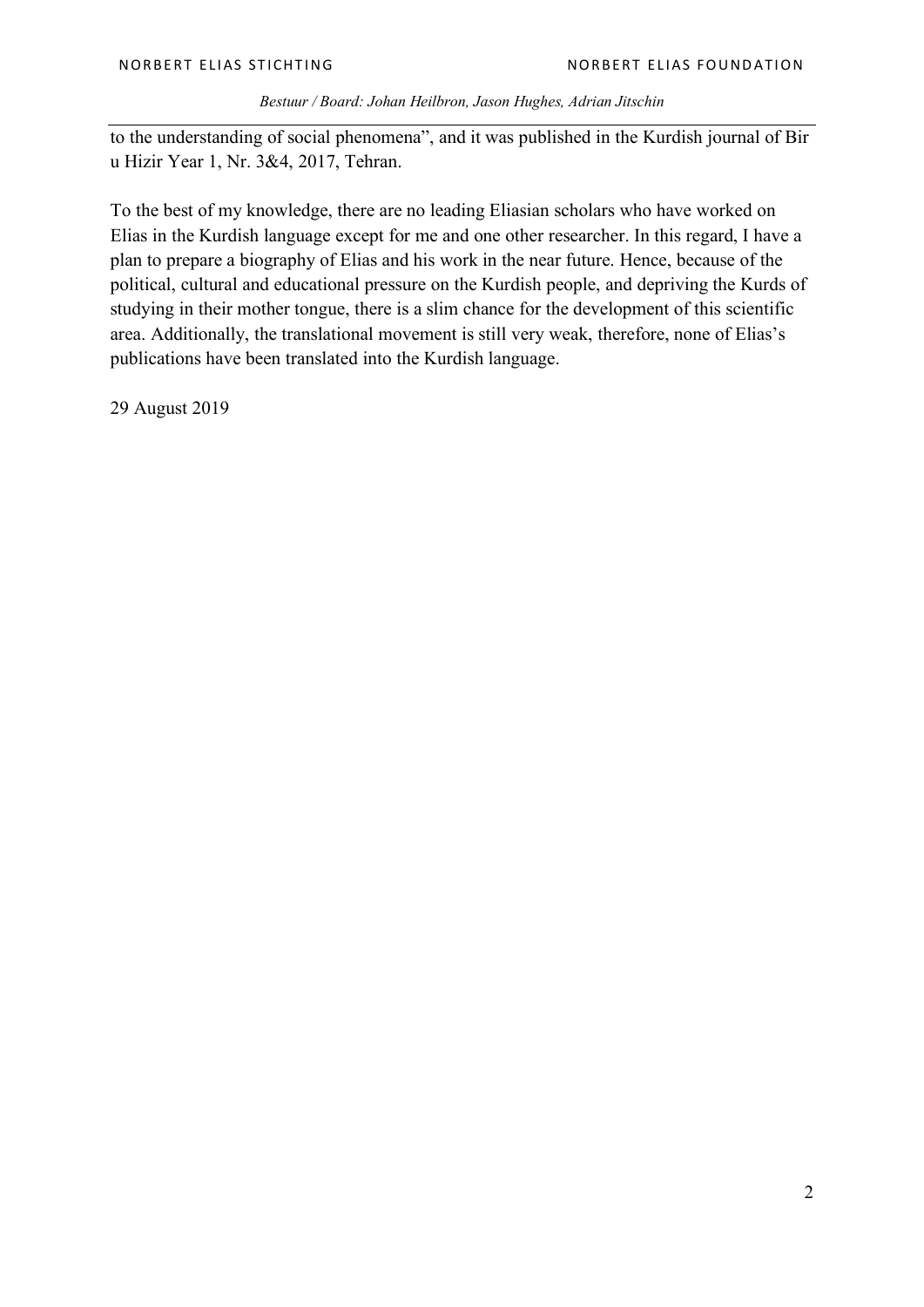to the understanding of social phenomena", and it was published in the Kurdish journal of Bir u Hizir Year 1, Nr. 3&4, 2017, Tehran.

To the best of my knowledge, there are no leading Eliasian scholars who have worked on Elias in the Kurdish language except for me and one other researcher. In this regard, I have a plan to prepare a biography of Elias and his work in the near future. Hence, because of the political, cultural and educational pressure on the Kurdish people, and depriving the Kurds of studying in their mother tongue, there is a slim chance for the development of this scientific area. Additionally, the translational movement is still very weak, therefore, none of Elias's publications have been translated into the Kurdish language.

29 August 2019